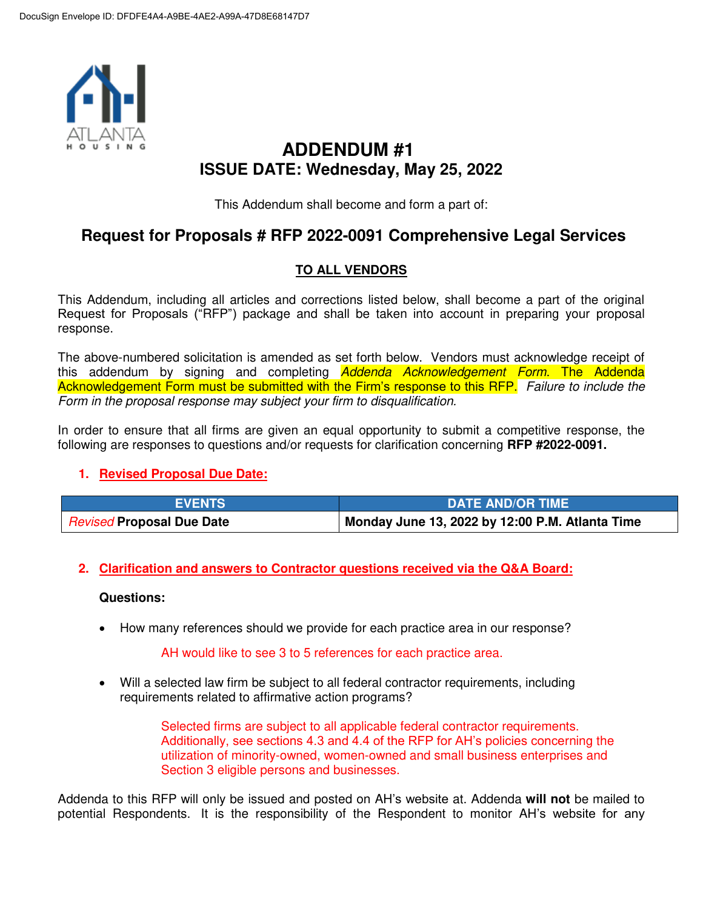# ADDENDUM #1
## ISSUE DATE: Wednesday, May 25, 2022

This Addendum shall become and form a part of:

## Request for Proposals # RFP 2022-0091 Comprehensive Legal Services

**TO ALL VENDORS**

This Addendum, including all articles and corrections listed below, shall become a part of the original Request for Proposals ("RFP") package and shall be taken into account in preparing your proposal response.

The above-numbered solicitation is amended as set forth below. Vendors must acknowledge receipt of this addendum by signing and completing *Addenda Acknowledgement Form.* The Addenda Acknowledgement Form must be submitted with the Firm's response to this RFP. *Failure to include the Form in the proposal response may subject your firm to disqualification.*

In order to ensure that all firms are given an equal opportunity to submit a competitive response, the following are responses to questions and/or requests for clarification concerning **RFP #2022-0091.**

1. **Revised Proposal Due Date:**

| EVENTS | DATE AND/OR TIME |
| --- | --- |
| *Revised* **Proposal Due Date** | **Monday June 13, 2022 by 12:00 P.M. Atlanta Time** |

2. **Clarification and answers to Contractor questions received via the Q&A Board:**

**Questions:**

- How many references should we provide for each practice area in our response?

  AH would like to see 3 to 5 references for each practice area.

- Will a selected law firm be subject to all federal contractor requirements, including requirements related to affirmative action programs?

  Selected firms are subject to all applicable federal contractor requirements. Additionally, see sections 4.3 and 4.4 of the RFP for AH's policies concerning the utilization of minority-owned, women-owned and small business enterprises and Section 3 eligible persons and businesses.

Addenda to this RFP will only be issued and posted on AH's website at. Addenda **will not** be mailed to potential Respondents. It is the responsibility of the Respondent to monitor AH's website for any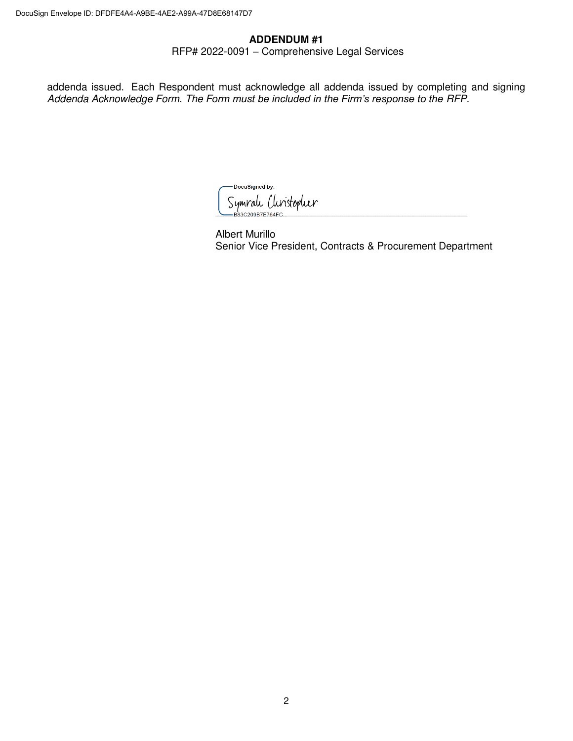**ADDENDUM #1**

RFP# 2022-0091 – Comprehensive Legal Services

addenda issued. Each Respondent must acknowledge all addenda issued by completing and signing *Addenda Acknowledge Form. The Form must be included in the Firm's response to the RFP*.

DocuSigned by:

Symrah Christopher

B83C209B7E764FC

Albert Murillo
Senior Vice President, Contracts & Procurement Department